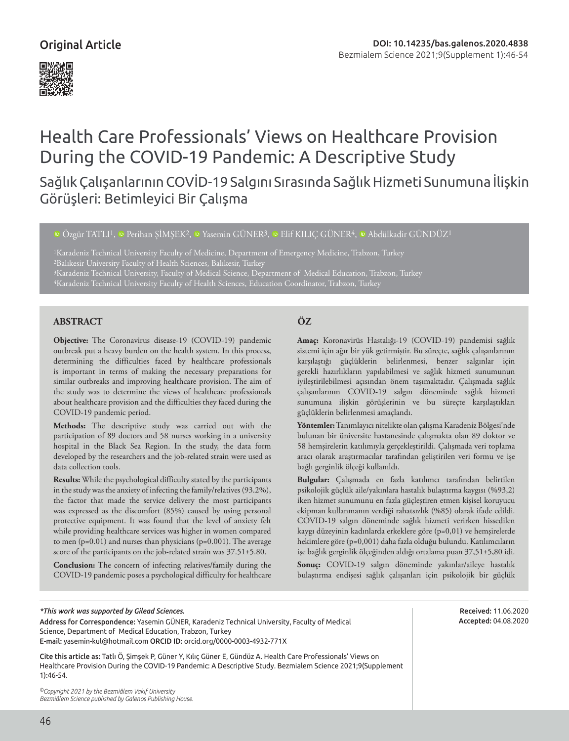Original Article

DOI: 10.14235/bas.galenos.2020.4838

# Health Care Professionals' Views on Healthcare Provision During the COVID-19 Pandemic: A Descriptive Study

## Sağlık Çalışanlarının COVİD-19 Salgını Sırasında Sağlık Hizmeti Sunumuna İlişkin Görüşleri: Betimleyici Bir Çalışma

Özgür TATLI[1], Perihan ŞİMŞEK[2], Yasemin GÜNER[3], Elif KILIÇ GÜNER[4], Abdülkadir GÜNDÜZ[1]

[1]Karadeniz Technical University Faculty of Medicine, Department of Emergency Medicine, Trabzon, Turkey
[2]Balıkesir University Faculty of Health Sciences, Balıkesir, Turkey
[3]Karadeniz Technical University, Faculty of Medical Science, Department of Medical Education, Trabzon, Turkey
[4]Karadeniz Technical University Faculty of Health Sciences, Education Coordinator, Trabzon, Turkey

## ABSTRACT

**Objective:** The Coronavirus disease-19 (COVID-19) pandemic outbreak put a heavy burden on the health system. In this process, determining the difficulties faced by healthcare professionals is important in terms of making the necessary preparations for similar outbreaks and improving healthcare provision. The aim of the study was to determine the views of healthcare professionals about healthcare provision and the difficulties they faced during the COVID-19 pandemic period.

**Methods:** The descriptive study was carried out with the participation of 89 doctors and 58 nurses working in a university hospital in the Black Sea Region. In the study, the data form developed by the researchers and the job-related strain were used as data collection tools.

**Results:** While the psychological difficulty stated by the participants in the study was the anxiety of infecting the family/relatives (93.2%), the factor that made the service delivery the most participants was expressed as the discomfort (85%) caused by using personal protective equipment. It was found that the level of anxiety felt while providing healthcare services was higher in women compared to men (p=0.01) and nurses than physicians (p=0.001). The average score of the participants on the job-related strain was 37.51±5.80.

**Conclusion:** The concern of infecting relatives/family during the COVID-19 pandemic poses a psychological difficulty for healthcare

## ÖZ

**Amaç:** Koronavirüs Hastalığı-19 (COVID-19) pandemisi sağlık sistemi için ağır bir yük getirmiştir. Bu süreçte, sağlık çalışanlarının karşılaştığı güçlüklerin belirlenmesi, benzer salgınlar için gerekli hazırlıkların yapılabilmesi ve sağlık hizmeti sunumunun iyileştirilebilmesi açısından önem taşımaktadır. Çalışmada sağlık çalışanlarının COVID-19 salgın döneminde sağlık hizmeti sunumuna ilişkin görüşlerinin ve bu süreçte karşılaştıkları güçlüklerin belirlenmesi amaçlandı.

**Yöntemler:** Tanımlayıcı nitelikte olan çalışma Karadeniz Bölgesi'nde bulunan bir üniversite hastanesinde çalışmakta olan 89 doktor ve 58 hemşirelerin katılımıyla gerçekleştirildi. Çalışmada veri toplama aracı olarak araştırmacılar tarafından geliştirilen veri formu ve işe bağlı gerginlik ölçeği kullanıldı.

**Bulgular:** Çalışmada en fazla katılımcı tarafından belirtilen psikolojik güçlük aile/yakınlara hastalık bulaştırma kaygısı (%93,2) iken hizmet sunumunu en fazla güçleştiren etmen kişisel koruyucu ekipman kullanmanın verdiği rahatsızlık (%85) olarak ifade edildi. COVID-19 salgın döneminde sağlık hizmeti verirken hissedilen kaygı düzeyinin kadınlarda erkeklere göre (p=0,01) ve hemşirelerde hekimlere göre (p=0,001) daha fazla olduğu bulundu. Katılımcıların işe bağlık gerginlik ölçeğinden aldığı ortalama puan 37,51±5,80 idi.

**Sonuç:** COVID-19 salgın döneminde yakınlar/aileye hastalık bulaştırma endişesi sağlık çalışanları için psikolojik bir güçlük

---

*\*This work was supported by Gilead Sciences.*

**Address for Correspondence:** Yasemin GÜNER, Karadeniz Technical University, Faculty of Medical Science, Department of Medical Education, Trabzon, Turkey
**E-mail:** yasemin-kul@hotmail.com **ORCID ID:** orcid.org/0000-0003-4932-771X

**Received:** 11.06.2020
**Accepted:** 04.08.2020

**Cite this article as:** Tatlı Ö, Şimşek P, Güner Y, Kılıç Güner E, Gündüz A. Health Care Professionals' Views on Healthcare Provision During the COVID-19 Pandemic: A Descriptive Study. Bezmialem Science 2021;9(Supplement 1):46-54.

*©Copyright 2021 by the Bezmiâlem Vakıf University*
*Bezmiâlem Science published by Galenos Publishing House.*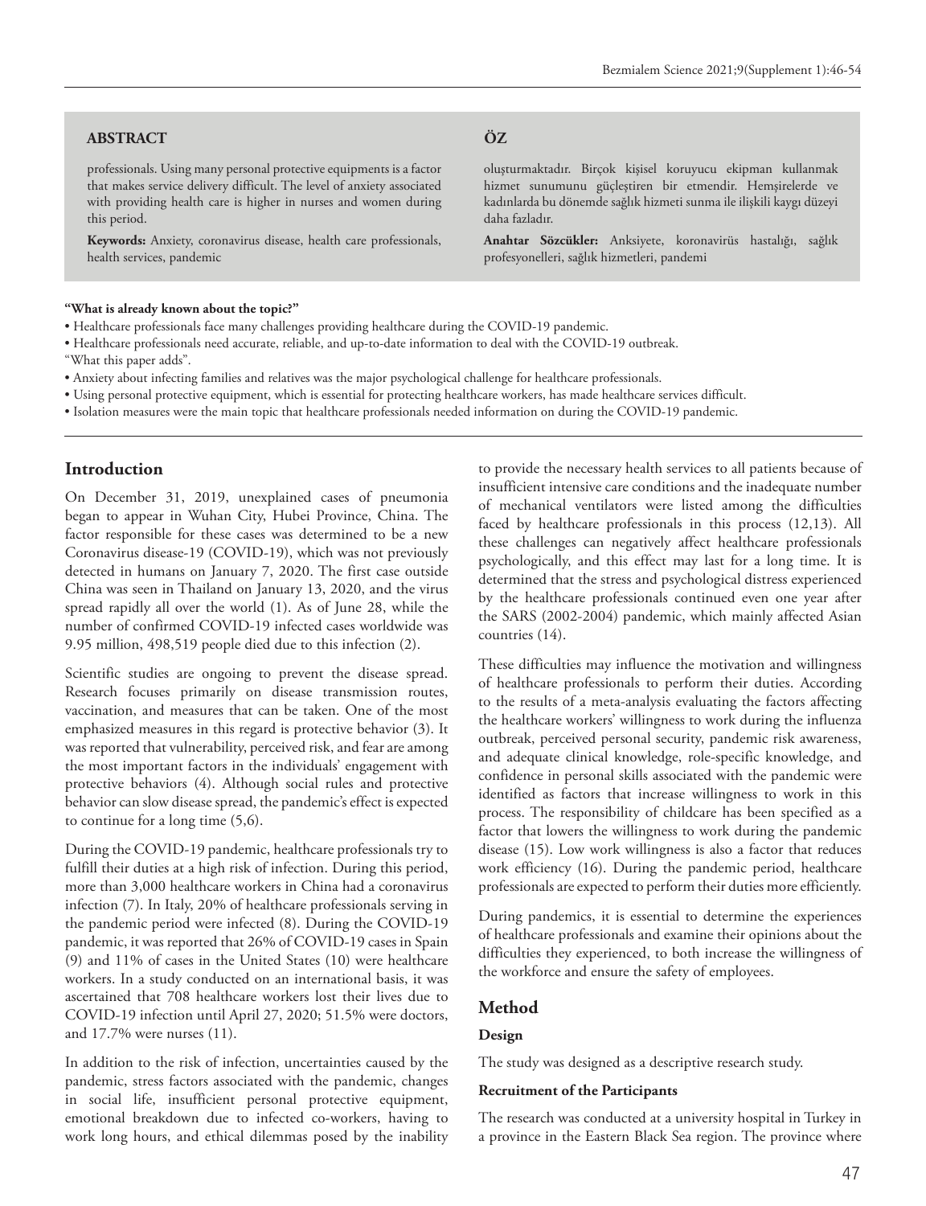## ABSTRACT

professionals. Using many personal protective equipments is a factor that makes service delivery difficult. The level of anxiety associated with providing health care is higher in nurses and women during this period.

**Keywords:** Anxiety, coronavirus disease, health care professionals, health services, pandemic

## ÖZ

oluşturmaktadır. Birçok kişisel koruyucu ekipman kullanmak hizmet sunumunu güçleştiren bir etmendir. Hemşirelerde ve kadınlarda bu dönemde sağlık hizmeti sunma ile ilişkili kaygı düzeyi daha fazladır.

**Anahtar Sözcükler:** Anksiyete, koronavirüs hastalığı, sağlık profesyonelleri, sağlık hizmetleri, pandemi

**"What is already known about the topic?"**

- Healthcare professionals face many challenges providing healthcare during the COVID-19 pandemic.
- Healthcare professionals need accurate, reliable, and up-to-date information to deal with the COVID-19 outbreak.

"What this paper adds".

- Anxiety about infecting families and relatives was the major psychological challenge for healthcare professionals.
- Using personal protective equipment, which is essential for protecting healthcare workers, has made healthcare services difficult.
- Isolation measures were the main topic that healthcare professionals needed information on during the COVID-19 pandemic.

## Introduction

On December 31, 2019, unexplained cases of pneumonia began to appear in Wuhan City, Hubei Province, China. The factor responsible for these cases was determined to be a new Coronavirus disease-19 (COVID-19), which was not previously detected in humans on January 7, 2020. The first case outside China was seen in Thailand on January 13, 2020, and the virus spread rapidly all over the world (1). As of June 28, while the number of confirmed COVID-19 infected cases worldwide was 9.95 million, 498,519 people died due to this infection (2).

Scientific studies are ongoing to prevent the disease spread. Research focuses primarily on disease transmission routes, vaccination, and measures that can be taken. One of the most emphasized measures in this regard is protective behavior (3). It was reported that vulnerability, perceived risk, and fear are among the most important factors in the individuals' engagement with protective behaviors (4). Although social rules and protective behavior can slow disease spread, the pandemic's effect is expected to continue for a long time (5,6).

During the COVID-19 pandemic, healthcare professionals try to fulfill their duties at a high risk of infection. During this period, more than 3,000 healthcare workers in China had a coronavirus infection (7). In Italy, 20% of healthcare professionals serving in the pandemic period were infected (8). During the COVID-19 pandemic, it was reported that 26% of COVID-19 cases in Spain (9) and 11% of cases in the United States (10) were healthcare workers. In a study conducted on an international basis, it was ascertained that 708 healthcare workers lost their lives due to COVID-19 infection until April 27, 2020; 51.5% were doctors, and 17.7% were nurses (11).

In addition to the risk of infection, uncertainties caused by the pandemic, stress factors associated with the pandemic, changes in social life, insufficient personal protective equipment, emotional breakdown due to infected co-workers, having to work long hours, and ethical dilemmas posed by the inability to provide the necessary health services to all patients because of insufficient intensive care conditions and the inadequate number of mechanical ventilators were listed among the difficulties faced by healthcare professionals in this process (12,13). All these challenges can negatively affect healthcare professionals psychologically, and this effect may last for a long time. It is determined that the stress and psychological distress experienced by the healthcare professionals continued even one year after the SARS (2002-2004) pandemic, which mainly affected Asian countries (14).

These difficulties may influence the motivation and willingness of healthcare professionals to perform their duties. According to the results of a meta-analysis evaluating the factors affecting the healthcare workers' willingness to work during the influenza outbreak, perceived personal security, pandemic risk awareness, and adequate clinical knowledge, role-specific knowledge, and confidence in personal skills associated with the pandemic were identified as factors that increase willingness to work in this process. The responsibility of childcare has been specified as a factor that lowers the willingness to work during the pandemic disease (15). Low work willingness is also a factor that reduces work efficiency (16). During the pandemic period, healthcare professionals are expected to perform their duties more efficiently.

During pandemics, it is essential to determine the experiences of healthcare professionals and examine their opinions about the difficulties they experienced, to both increase the willingness of the workforce and ensure the safety of employees.

## Method

### Design

The study was designed as a descriptive research study.

### Recruitment of the Participants

The research was conducted at a university hospital in Turkey in a province in the Eastern Black Sea region. The province where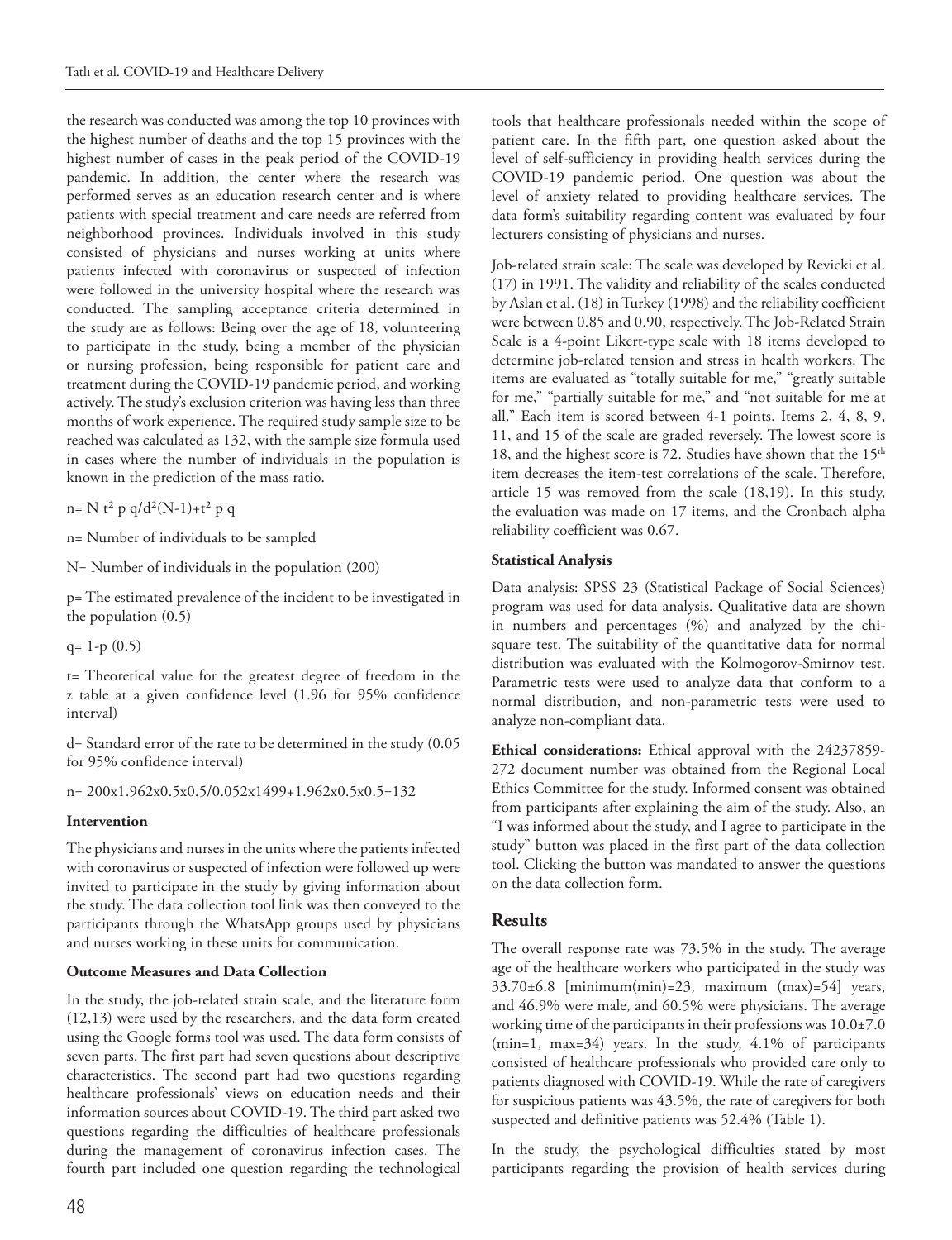the research was conducted was among the top 10 provinces with the highest number of deaths and the top 15 provinces with the highest number of cases in the peak period of the COVID-19 pandemic. In addition, the center where the research was performed serves as an education research center and is where patients with special treatment and care needs are referred from neighborhood provinces. Individuals involved in this study consisted of physicians and nurses working at units where patients infected with coronavirus or suspected of infection were followed in the university hospital where the research was conducted. The sampling acceptance criteria determined in the study are as follows: Being over the age of 18, volunteering to participate in the study, being a member of the physician or nursing profession, being responsible for patient care and treatment during the COVID-19 pandemic period, and working actively. The study's exclusion criterion was having less than three months of work experience. The required study sample size to be reached was calculated as 132, with the sample size formula used in cases where the number of individuals in the population is known in the prediction of the mass ratio.

$n = N t^2 p q / d^2(N-1) + t^2 p q$

n= Number of individuals to be sampled

N= Number of individuals in the population (200)

p= The estimated prevalence of the incident to be investigated in the population (0.5)

q= 1-p (0.5)

t= Theoretical value for the greatest degree of freedom in the z table at a given confidence level (1.96 for 95% confidence interval)

d= Standard error of the rate to be determined in the study (0.05 for 95% confidence interval)

n= 200x1.962x0.5x0.5/0.052x1499+1.962x0.5x0.5=132

**Intervention**

The physicians and nurses in the units where the patients infected with coronavirus or suspected of infection were followed up were invited to participate in the study by giving information about the study. The data collection tool link was then conveyed to the participants through the WhatsApp groups used by physicians and nurses working in these units for communication.

**Outcome Measures and Data Collection**

In the study, the job-related strain scale, and the literature form (12,13) were used by the researchers, and the data form created using the Google forms tool was used. The data form consists of seven parts. The first part had seven questions about descriptive characteristics. The second part had two questions regarding healthcare professionals' views on education needs and their information sources about COVID-19. The third part asked two questions regarding the difficulties of healthcare professionals during the management of coronavirus infection cases. The fourth part included one question regarding the technological tools that healthcare professionals needed within the scope of patient care. In the fifth part, one question asked about the level of self-sufficiency in providing health services during the COVID-19 pandemic period. One question was about the level of anxiety related to providing healthcare services. The data form's suitability regarding content was evaluated by four lecturers consisting of physicians and nurses.

Job-related strain scale: The scale was developed by Revicki et al. (17) in 1991. The validity and reliability of the scales conducted by Aslan et al. (18) in Turkey (1998) and the reliability coefficient were between 0.85 and 0.90, respectively. The Job-Related Strain Scale is a 4-point Likert-type scale with 18 items developed to determine job-related tension and stress in health workers. The items are evaluated as "totally suitable for me," "greatly suitable for me," "partially suitable for me," and "not suitable for me at all." Each item is scored between 4-1 points. Items 2, 4, 8, 9, 11, and 15 of the scale are graded reversely. The lowest score is 18, and the highest score is 72. Studies have shown that the 15th item decreases the item-test correlations of the scale. Therefore, article 15 was removed from the scale (18,19). In this study, the evaluation was made on 17 items, and the Cronbach alpha reliability coefficient was 0.67.

**Statistical Analysis**

Data analysis: SPSS 23 (Statistical Package of Social Sciences) program was used for data analysis. Qualitative data are shown in numbers and percentages (%) and analyzed by the chi-square test. The suitability of the quantitative data for normal distribution was evaluated with the Kolmogorov-Smirnov test. Parametric tests were used to analyze data that conform to a normal distribution, and non-parametric tests were used to analyze non-compliant data.

**Ethical considerations:** Ethical approval with the 24237859-272 document number was obtained from the Regional Local Ethics Committee for the study. Informed consent was obtained from participants after explaining the aim of the study. Also, an "I was informed about the study, and I agree to participate in the study" button was placed in the first part of the data collection tool. Clicking the button was mandated to answer the questions on the data collection form.

## Results

The overall response rate was 73.5% in the study. The average age of the healthcare workers who participated in the study was 33.70±6.8 [minimum(min)=23, maximum (max)=54] years, and 46.9% were male, and 60.5% were physicians. The average working time of the participants in their professions was 10.0±7.0 (min=1, max=34) years. In the study, 4.1% of participants consisted of healthcare professionals who provided care only to patients diagnosed with COVID-19. While the rate of caregivers for suspicious patients was 43.5%, the rate of caregivers for both suspected and definitive patients was 52.4% (Table 1).

In the study, the psychological difficulties stated by most participants regarding the provision of health services during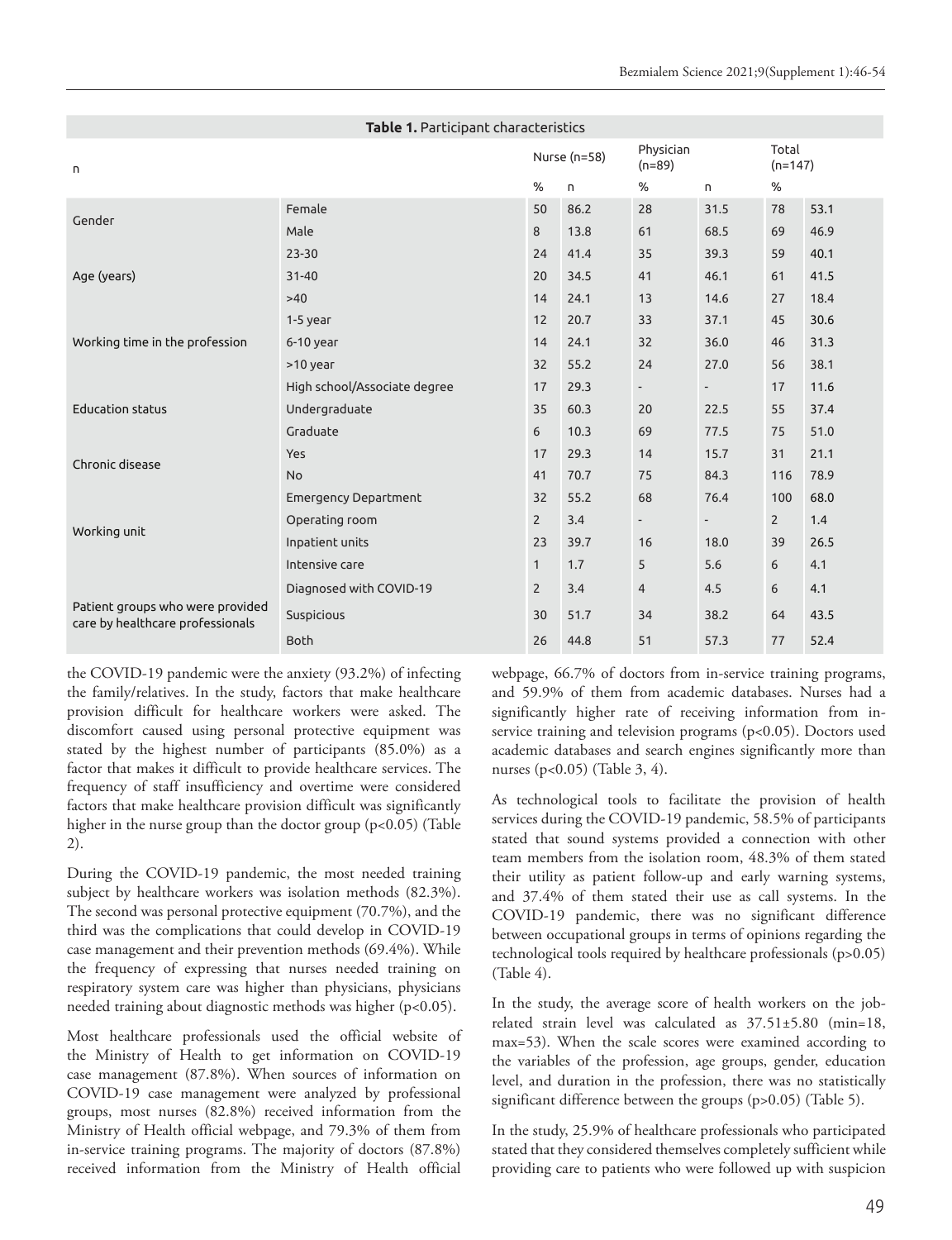**Table 1.** Participant characteristics

| n | | Nurse (n=58) | | Physician (n=89) | | Total (n=147) | |
|---|---|---|---|---|---|---|---|
| | | % | n | % | n | % | |
| Gender | Female | 50 | 86.2 | 28 | 31.5 | 78 | 53.1 |
| | Male | 8 | 13.8 | 61 | 68.5 | 69 | 46.9 |
| Age (years) | 23-30 | 24 | 41.4 | 35 | 39.3 | 59 | 40.1 |
| | 31-40 | 20 | 34.5 | 41 | 46.1 | 61 | 41.5 |
| | >40 | 14 | 24.1 | 13 | 14.6 | 27 | 18.4 |
| Working time in the profession | 1-5 year | 12 | 20.7 | 33 | 37.1 | 45 | 30.6 |
| | 6-10 year | 14 | 24.1 | 32 | 36.0 | 46 | 31.3 |
| | >10 year | 32 | 55.2 | 24 | 27.0 | 56 | 38.1 |
| Education status | High school/Associate degree | 17 | 29.3 | - | - | 17 | 11.6 |
| | Undergraduate | 35 | 60.3 | 20 | 22.5 | 55 | 37.4 |
| | Graduate | 6 | 10.3 | 69 | 77.5 | 75 | 51.0 |
| Chronic disease | Yes | 17 | 29.3 | 14 | 15.7 | 31 | 21.1 |
| | No | 41 | 70.7 | 75 | 84.3 | 116 | 78.9 |
| Working unit | Emergency Department | 32 | 55.2 | 68 | 76.4 | 100 | 68.0 |
| | Operating room | 2 | 3.4 | - | - | 2 | 1.4 |
| | Inpatient units | 23 | 39.7 | 16 | 18.0 | 39 | 26.5 |
| | Intensive care | 1 | 1.7 | 5 | 5.6 | 6 | 4.1 |
| Patient groups who were provided care by healthcare professionals | Diagnosed with COVID-19 | 2 | 3.4 | 4 | 4.5 | 6 | 4.1 |
| | Suspicious | 30 | 51.7 | 34 | 38.2 | 64 | 43.5 |
| | Both | 26 | 44.8 | 51 | 57.3 | 77 | 52.4 |

the COVID-19 pandemic were the anxiety (93.2%) of infecting the family/relatives. In the study, factors that make healthcare provision difficult for healthcare workers were asked. The discomfort caused using personal protective equipment was stated by the highest number of participants (85.0%) as a factor that makes it difficult to provide healthcare services. The frequency of staff insufficiency and overtime were considered factors that make healthcare provision difficult was significantly higher in the nurse group than the doctor group ($p<0.05$) (Table 2).

During the COVID-19 pandemic, the most needed training subject by healthcare workers was isolation methods (82.3%). The second was personal protective equipment (70.7%), and the third was the complications that could develop in COVID-19 case management and their prevention methods (69.4%). While the frequency of expressing that nurses needed training on respiratory system care was higher than physicians, physicians needed training about diagnostic methods was higher ($p<0.05$).

Most healthcare professionals used the official website of the Ministry of Health to get information on COVID-19 case management (87.8%). When sources of information on COVID-19 case management were analyzed by professional groups, most nurses (82.8%) received information from the Ministry of Health official webpage, and 79.3% of them from in-service training programs. The majority of doctors (87.8%) received information from the Ministry of Health official webpage, 66.7% of doctors from in-service training programs, and 59.9% of them from academic databases. Nurses had a significantly higher rate of receiving information from in-service training and television programs ($p<0.05$). Doctors used academic databases and search engines significantly more than nurses ($p<0.05$) (Table 3, 4).

As technological tools to facilitate the provision of health services during the COVID-19 pandemic, 58.5% of participants stated that sound systems provided a connection with other team members from the isolation room, 48.3% of them stated their utility as patient follow-up and early warning systems, and 37.4% of them stated their use as call systems. In the COVID-19 pandemic, there was no significant difference between occupational groups in terms of opinions regarding the technological tools required by healthcare professionals ($p>0.05$) (Table 4).

In the study, the average score of health workers on the job-related strain level was calculated as 37.51±5.80 (min=18, max=53). When the scale scores were examined according to the variables of the profession, age groups, gender, education level, and duration in the profession, there was no statistically significant difference between the groups ($p>0.05$) (Table 5).

In the study, 25.9% of healthcare professionals who participated stated that they considered themselves completely sufficient while providing care to patients who were followed up with suspicion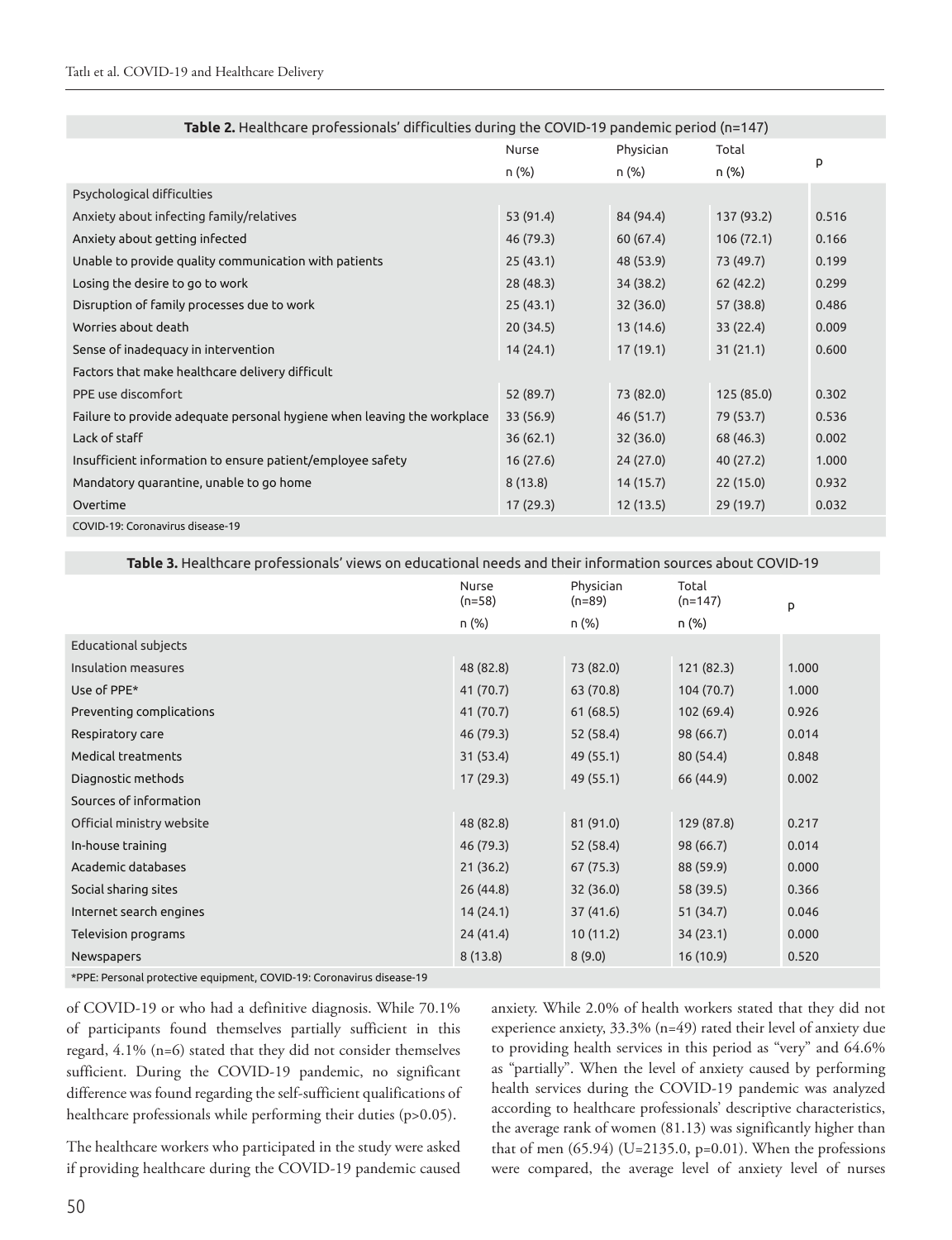**Table 2.** Healthcare professionals' difficulties during the COVID-19 pandemic period (n=147)

| | Nurse n (%) | Physician n (%) | Total n (%) | p |
|---|---|---|---|---|
| Psychological difficulties | | | | |
| Anxiety about infecting family/relatives | 53 (91.4) | 84 (94.4) | 137 (93.2) | 0.516 |
| Anxiety about getting infected | 46 (79.3) | 60 (67.4) | 106 (72.1) | 0.166 |
| Unable to provide quality communication with patients | 25 (43.1) | 48 (53.9) | 73 (49.7) | 0.199 |
| Losing the desire to go to work | 28 (48.3) | 34 (38.2) | 62 (42.2) | 0.299 |
| Disruption of family processes due to work | 25 (43.1) | 32 (36.0) | 57 (38.8) | 0.486 |
| Worries about death | 20 (34.5) | 13 (14.6) | 33 (22.4) | 0.009 |
| Sense of inadequacy in intervention | 14 (24.1) | 17 (19.1) | 31 (21.1) | 0.600 |
| Factors that make healthcare delivery difficult | | | | |
| PPE use discomfort | 52 (89.7) | 73 (82.0) | 125 (85.0) | 0.302 |
| Failure to provide adequate personal hygiene when leaving the workplace | 33 (56.9) | 46 (51.7) | 79 (53.7) | 0.536 |
| Lack of staff | 36 (62.1) | 32 (36.0) | 68 (46.3) | 0.002 |
| Insufficient information to ensure patient/employee safety | 16 (27.6) | 24 (27.0) | 40 (27.2) | 1.000 |
| Mandatory quarantine, unable to go home | 8 (13.8) | 14 (15.7) | 22 (15.0) | 0.932 |
| Overtime | 17 (29.3) | 12 (13.5) | 29 (19.7) | 0.032 |

COVID-19: Coronavirus disease-19

**Table 3.** Healthcare professionals' views on educational needs and their information sources about COVID-19

| | Nurse (n=58) n (%) | Physician (n=89) n (%) | Total (n=147) n (%) | p |
|---|---|---|---|---|
| Educational subjects | | | | |
| Insulation measures | 48 (82.8) | 73 (82.0) | 121 (82.3) | 1.000 |
| Use of PPE* | 41 (70.7) | 63 (70.8) | 104 (70.7) | 1.000 |
| Preventing complications | 41 (70.7) | 61 (68.5) | 102 (69.4) | 0.926 |
| Respiratory care | 46 (79.3) | 52 (58.4) | 98 (66.7) | 0.014 |
| Medical treatments | 31 (53.4) | 49 (55.1) | 80 (54.4) | 0.848 |
| Diagnostic methods | 17 (29.3) | 49 (55.1) | 66 (44.9) | 0.002 |
| Sources of information | | | | |
| Official ministry website | 48 (82.8) | 81 (91.0) | 129 (87.8) | 0.217 |
| In-house training | 46 (79.3) | 52 (58.4) | 98 (66.7) | 0.014 |
| Academic databases | 21 (36.2) | 67 (75.3) | 88 (59.9) | 0.000 |
| Social sharing sites | 26 (44.8) | 32 (36.0) | 58 (39.5) | 0.366 |
| Internet search engines | 14 (24.1) | 37 (41.6) | 51 (34.7) | 0.046 |
| Television programs | 24 (41.4) | 10 (11.2) | 34 (23.1) | 0.000 |
| Newspapers | 8 (13.8) | 8 (9.0) | 16 (10.9) | 0.520 |

*PPE: Personal protective equipment, COVID-19: Coronavirus disease-19

of COVID-19 or who had a definitive diagnosis. While 70.1% of participants found themselves partially sufficient in this regard, 4.1% (n=6) stated that they did not consider themselves sufficient. During the COVID-19 pandemic, no significant difference was found regarding the self-sufficient qualifications of healthcare professionals while performing their duties (p>0.05).

The healthcare workers who participated in the study were asked if providing healthcare during the COVID-19 pandemic caused anxiety. While 2.0% of health workers stated that they did not experience anxiety, 33.3% (n=49) rated their level of anxiety due to providing health services in this period as "very" and 64.6% as "partially". When the level of anxiety caused by performing health services during the COVID-19 pandemic was analyzed according to healthcare professionals' descriptive characteristics, the average rank of women (81.13) was significantly higher than that of men (65.94) (U=2135.0, p=0.01). When the professions were compared, the average level of anxiety level of nurses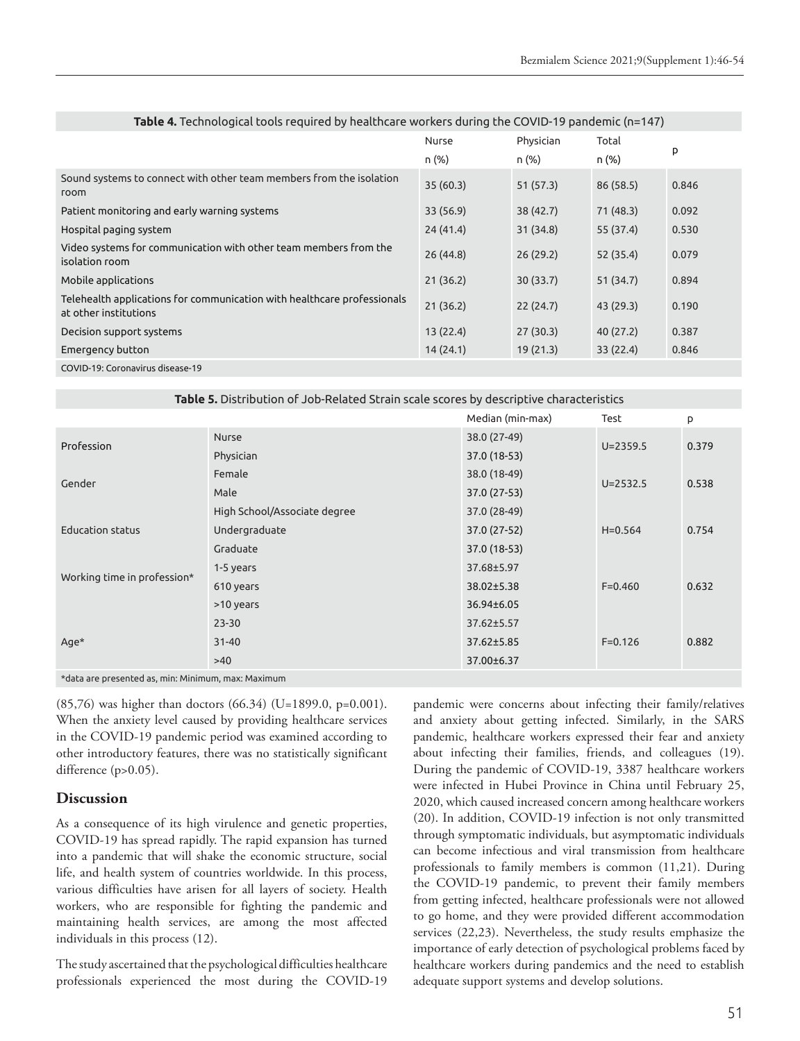**Table 4.** Technological tools required by healthcare workers during the COVID-19 pandemic (n=147)

| | Nurse n (%) | Physician n (%) | Total n (%) | p |
|---|---|---|---|---|
| Sound systems to connect with other team members from the isolation room | 35 (60.3) | 51 (57.3) | 86 (58.5) | 0.846 |
| Patient monitoring and early warning systems | 33 (56.9) | 38 (42.7) | 71 (48.3) | 0.092 |
| Hospital paging system | 24 (41.4) | 31 (34.8) | 55 (37.4) | 0.530 |
| Video systems for communication with other team members from the isolation room | 26 (44.8) | 26 (29.2) | 52 (35.4) | 0.079 |
| Mobile applications | 21 (36.2) | 30 (33.7) | 51 (34.7) | 0.894 |
| Telehealth applications for communication with healthcare professionals at other institutions | 21 (36.2) | 22 (24.7) | 43 (29.3) | 0.190 |
| Decision support systems | 13 (22.4) | 27 (30.3) | 40 (27.2) | 0.387 |
| Emergency button | 14 (24.1) | 19 (21.3) | 33 (22.4) | 0.846 |

COVID-19: Coronavirus disease-19

**Table 5.** Distribution of Job-Related Strain scale scores by descriptive characteristics

| | | Median (min-max) | Test | p |
|---|---|---|---|---|
| Profession | Nurse | 38.0 (27-49) | U=2359.5 | 0.379 |
| | Physician | 37.0 (18-53) | | |
| Gender | Female | 38.0 (18-49) | U=2532.5 | 0.538 |
| | Male | 37.0 (27-53) | | |
| Education status | High School/Associate degree | 37.0 (28-49) | H=0.564 | 0.754 |
| | Undergraduate | 37.0 (27-52) | | |
| | Graduate | 37.0 (18-53) | | |
| Working time in profession* | 1-5 years | 37.68±5.97 | F=0.460 | 0.632 |
| | 610 years | 38.02±5.38 | | |
| | >10 years | 36.94±6.05 | | |
| Age* | 23-30 | 37.62±5.57 | F=0.126 | 0.882 |
| | 31-40 | 37.62±5.85 | | |
| | >40 | 37.00±6.37 | | |

*data are presented as, min: Minimum, max: Maximum

(85,76) was higher than doctors (66.34) (U=1899.0, p=0.001). When the anxiety level caused by providing healthcare services in the COVID-19 pandemic period was examined according to other introductory features, there was no statistically significant difference (p>0.05).

## Discussion

As a consequence of its high virulence and genetic properties, COVID-19 has spread rapidly. The rapid expansion has turned into a pandemic that will shake the economic structure, social life, and health system of countries worldwide. In this process, various difficulties have arisen for all layers of society. Health workers, who are responsible for fighting the pandemic and maintaining health services, are among the most affected individuals in this process (12).

The study ascertained that the psychological difficulties healthcare professionals experienced the most during the COVID-19 pandemic were concerns about infecting their family/relatives and anxiety about getting infected. Similarly, in the SARS pandemic, healthcare workers expressed their fear and anxiety about infecting their families, friends, and colleagues (19). During the pandemic of COVID-19, 3387 healthcare workers were infected in Hubei Province in China until February 25, 2020, which caused increased concern among healthcare workers (20). In addition, COVID-19 infection is not only transmitted through symptomatic individuals, but asymptomatic individuals can become infectious and viral transmission from healthcare professionals to family members is common (11,21). During the COVID-19 pandemic, to prevent their family members from getting infected, healthcare professionals were not allowed to go home, and they were provided different accommodation services (22,23). Nevertheless, the study results emphasize the importance of early detection of psychological problems faced by healthcare workers during pandemics and the need to establish adequate support systems and develop solutions.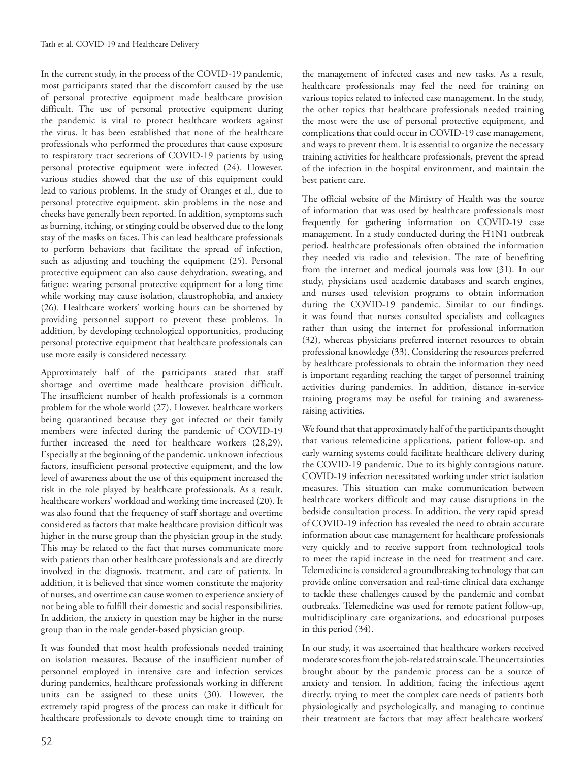In the current study, in the process of the COVID-19 pandemic, most participants stated that the discomfort caused by the use of personal protective equipment made healthcare provision difficult. The use of personal protective equipment during the pandemic is vital to protect healthcare workers against the virus. It has been established that none of the healthcare professionals who performed the procedures that cause exposure to respiratory tract secretions of COVID-19 patients by using personal protective equipment were infected (24). However, various studies showed that the use of this equipment could lead to various problems. In the study of Oranges et al., due to personal protective equipment, skin problems in the nose and cheeks have generally been reported. In addition, symptoms such as burning, itching, or stinging could be observed due to the long stay of the masks on faces. This can lead healthcare professionals to perform behaviors that facilitate the spread of infection, such as adjusting and touching the equipment (25). Personal protective equipment can also cause dehydration, sweating, and fatigue; wearing personal protective equipment for a long time while working may cause isolation, claustrophobia, and anxiety (26). Healthcare workers' working hours can be shortened by providing personnel support to prevent these problems. In addition, by developing technological opportunities, producing personal protective equipment that healthcare professionals can use more easily is considered necessary.

Approximately half of the participants stated that staff shortage and overtime made healthcare provision difficult. The insufficient number of health professionals is a common problem for the whole world (27). However, healthcare workers being quarantined because they got infected or their family members were infected during the pandemic of COVID-19 further increased the need for healthcare workers (28,29). Especially at the beginning of the pandemic, unknown infectious factors, insufficient personal protective equipment, and the low level of awareness about the use of this equipment increased the risk in the role played by healthcare professionals. As a result, healthcare workers' workload and working time increased (20). It was also found that the frequency of staff shortage and overtime considered as factors that make healthcare provision difficult was higher in the nurse group than the physician group in the study. This may be related to the fact that nurses communicate more with patients than other healthcare professionals and are directly involved in the diagnosis, treatment, and care of patients. In addition, it is believed that since women constitute the majority of nurses, and overtime can cause women to experience anxiety of not being able to fulfill their domestic and social responsibilities. In addition, the anxiety in question may be higher in the nurse group than in the male gender-based physician group.

It was founded that most health professionals needed training on isolation measures. Because of the insufficient number of personnel employed in intensive care and infection services during pandemics, healthcare professionals working in different units can be assigned to these units (30). However, the extremely rapid progress of the process can make it difficult for healthcare professionals to devote enough time to training on the management of infected cases and new tasks. As a result, healthcare professionals may feel the need for training on various topics related to infected case management. In the study, the other topics that healthcare professionals needed training the most were the use of personal protective equipment, and complications that could occur in COVID-19 case management, and ways to prevent them. It is essential to organize the necessary training activities for healthcare professionals, prevent the spread of the infection in the hospital environment, and maintain the best patient care.

The official website of the Ministry of Health was the source of information that was used by healthcare professionals most frequently for gathering information on COVID-19 case management. In a study conducted during the H1N1 outbreak period, healthcare professionals often obtained the information they needed via radio and television. The rate of benefiting from the internet and medical journals was low (31). In our study, physicians used academic databases and search engines, and nurses used television programs to obtain information during the COVID-19 pandemic. Similar to our findings, it was found that nurses consulted specialists and colleagues rather than using the internet for professional information (32), whereas physicians preferred internet resources to obtain professional knowledge (33). Considering the resources preferred by healthcare professionals to obtain the information they need is important regarding reaching the target of personnel training activities during pandemics. In addition, distance in-service training programs may be useful for training and awareness-raising activities.

We found that that approximately half of the participants thought that various telemedicine applications, patient follow-up, and early warning systems could facilitate healthcare delivery during the COVID-19 pandemic. Due to its highly contagious nature, COVID-19 infection necessitated working under strict isolation measures. This situation can make communication between healthcare workers difficult and may cause disruptions in the bedside consultation process. In addition, the very rapid spread of COVID-19 infection has revealed the need to obtain accurate information about case management for healthcare professionals very quickly and to receive support from technological tools to meet the rapid increase in the need for treatment and care. Telemedicine is considered a groundbreaking technology that can provide online conversation and real-time clinical data exchange to tackle these challenges caused by the pandemic and combat outbreaks. Telemedicine was used for remote patient follow-up, multidisciplinary care organizations, and educational purposes in this period (34).

In our study, it was ascertained that healthcare workers received moderate scores from the job-related strain scale. The uncertainties brought about by the pandemic process can be a source of anxiety and tension. In addition, facing the infectious agent directly, trying to meet the complex care needs of patients both physiologically and psychologically, and managing to continue their treatment are factors that may affect healthcare workers'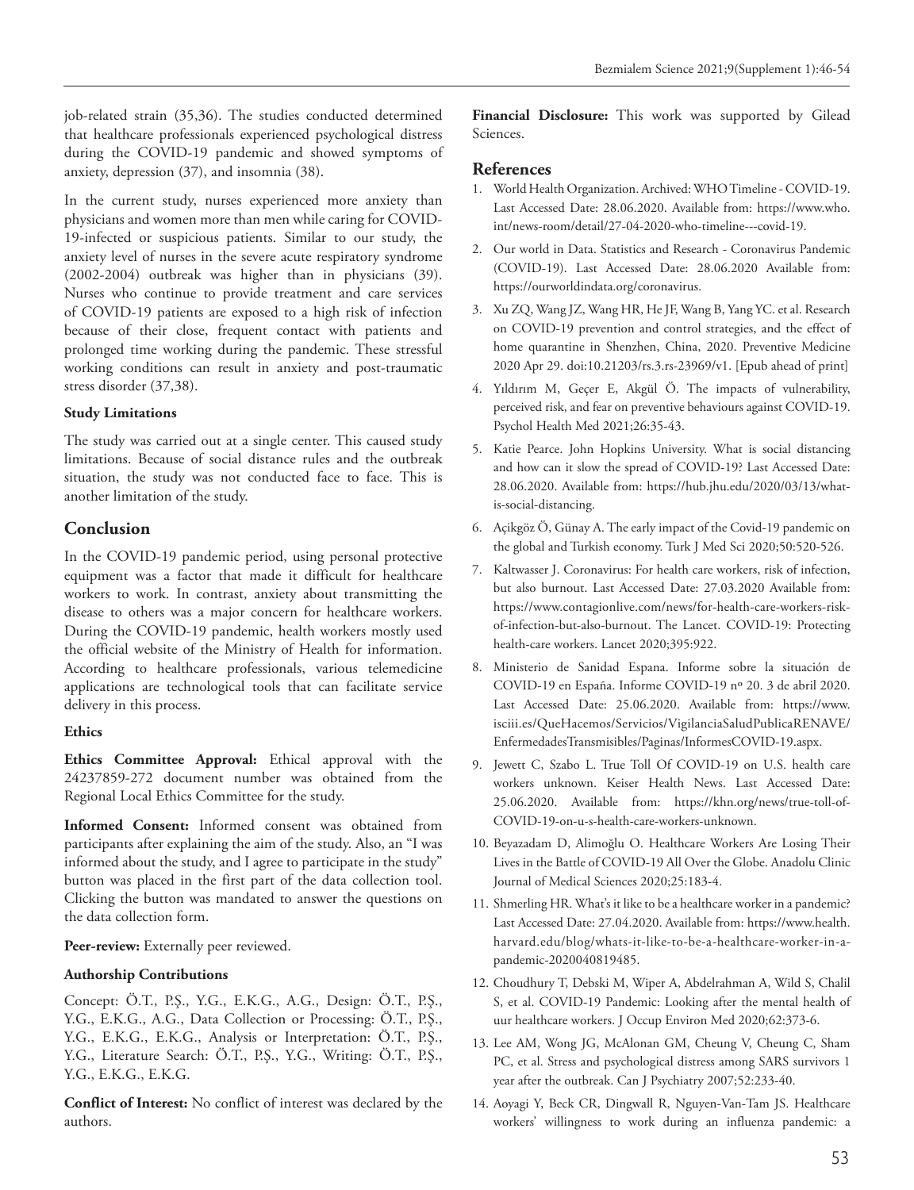job-related strain (35,36). The studies conducted determined that healthcare professionals experienced psychological distress during the COVID-19 pandemic and showed symptoms of anxiety, depression (37), and insomnia (38).

In the current study, nurses experienced more anxiety than physicians and women more than men while caring for COVID-19-infected or suspicious patients. Similar to our study, the anxiety level of nurses in the severe acute respiratory syndrome (2002-2004) outbreak was higher than in physicians (39). Nurses who continue to provide treatment and care services of COVID-19 patients are exposed to a high risk of infection because of their close, frequent contact with patients and prolonged time working during the pandemic. These stressful working conditions can result in anxiety and post-traumatic stress disorder (37,38).

### Study Limitations

The study was carried out at a single center. This caused study limitations. Because of social distance rules and the outbreak situation, the study was not conducted face to face. This is another limitation of the study.

## Conclusion

In the COVID-19 pandemic period, using personal protective equipment was a factor that made it difficult for healthcare workers to work. In contrast, anxiety about transmitting the disease to others was a major concern for healthcare workers. During the COVID-19 pandemic, health workers mostly used the official website of the Ministry of Health for information. According to healthcare professionals, various telemedicine applications are technological tools that can facilitate service delivery in this process.

### Ethics

**Ethics Committee Approval:** Ethical approval with the 24237859-272 document number was obtained from the Regional Local Ethics Committee for the study.

**Informed Consent:** Informed consent was obtained from participants after explaining the aim of the study. Also, an "I was informed about the study, and I agree to participate in the study" button was placed in the first part of the data collection tool. Clicking the button was mandated to answer the questions on the data collection form.

**Peer-review:** Externally peer reviewed.

### Authorship Contributions

Concept: Ö.T., P.Ş., Y.G., E.K.G., A.G., Design: Ö.T., P.Ş., Y.G., E.K.G., A.G., Data Collection or Processing: Ö.T., P.Ş., Y.G., E.K.G., E.K.G., Analysis or Interpretation: Ö.T., P.Ş., Y.G., Literature Search: Ö.T., P.Ş., Y.G., Writing: Ö.T., P.Ş., Y.G., E.K.G., E.K.G.

**Conflict of Interest:** No conflict of interest was declared by the authors.

**Financial Disclosure:** This work was supported by Gilead Sciences.

## References

1. World Health Organization. Archived: WHO Timeline - COVID-19. Last Accessed Date: 28.06.2020. Available from: https://www.who.int/news-room/detail/27-04-2020-who-timeline---covid-19.
2. Our world in Data. Statistics and Research - Coronavirus Pandemic (COVID-19). Last Accessed Date: 28.06.2020 Available from: https://ourworldindata.org/coronavirus.
3. Xu ZQ, Wang JZ, Wang HR, He JF, Wang B, Yang YC. et al. Research on COVID-19 prevention and control strategies, and the effect of home quarantine in Shenzhen, China, 2020. Preventive Medicine 2020 Apr 29. doi:10.21203/rs.3.rs-23969/v1. [Epub ahead of print]
4. Yıldırım M, Geçer E, Akgül Ö. The impacts of vulnerability, perceived risk, and fear on preventive behaviours against COVID-19. Psychol Health Med 2021;26:35-43.
5. Katie Pearce. John Hopkins University. What is social distancing and how can it slow the spread of COVID-19? Last Accessed Date: 28.06.2020. Available from: https://hub.jhu.edu/2020/03/13/what-is-social-distancing.
6. Açikgöz Ö, Günay A. The early impact of the Covid-19 pandemic on the global and Turkish economy. Turk J Med Sci 2020;50:520-526.
7. Kaltwasser J. Coronavirus: For health care workers, risk of infection, but also burnout. Last Accessed Date: 27.03.2020 Available from: https://www.contagionlive.com/news/for-health-care-workers-risk-of-infection-but-also-burnout. The Lancet. COVID-19: Protecting health-care workers. Lancet 2020;395:922.
8. Ministerio de Sanidad Espana. Informe sobre la situación de COVID-19 en España. Informe COVID-19 nº 20. 3 de abril 2020. Last Accessed Date: 25.06.2020. Available from: https://www.isciii.es/QueHacemos/Servicios/VigilanciaSaludPublicaRENAVE/EnfermedadesTransmisibles/Paginas/InformesCOVID-19.aspx.
9. Jewett C, Szabo L. True Toll Of COVID-19 on U.S. health care workers unknown. Keiser Health News. Last Accessed Date: 25.06.2020. Available from: https://khn.org/news/true-toll-of-COVID-19-on-u-s-health-care-workers-unknown.
10. Beyazadam D, Alimoğlu O. Healthcare Workers Are Losing Their Lives in the Battle of COVID-19 All Over the Globe. Anadolu Clinic Journal of Medical Sciences 2020;25:183-4.
11. Shmerling HR. What's it like to be a healthcare worker in a pandemic? Last Accessed Date: 27.04.2020. Available from: https://www.health.harvard.edu/blog/whats-it-like-to-be-a-healthcare-worker-in-a-pandemic-2020040819485.
12. Choudhury T, Debski M, Wiper A, Abdelrahman A, Wild S, Chalil S, et al. COVID-19 Pandemic: Looking after the mental health of uur healthcare workers. J Occup Environ Med 2020;62:373-6.
13. Lee AM, Wong JG, McAlonan GM, Cheung V, Cheung C, Sham PC, et al. Stress and psychological distress among SARS survivors 1 year after the outbreak. Can J Psychiatry 2007;52:233-40.
14. Aoyagi Y, Beck CR, Dingwall R, Nguyen-Van-Tam JS. Healthcare workers' willingness to work during an influenza pandemic: a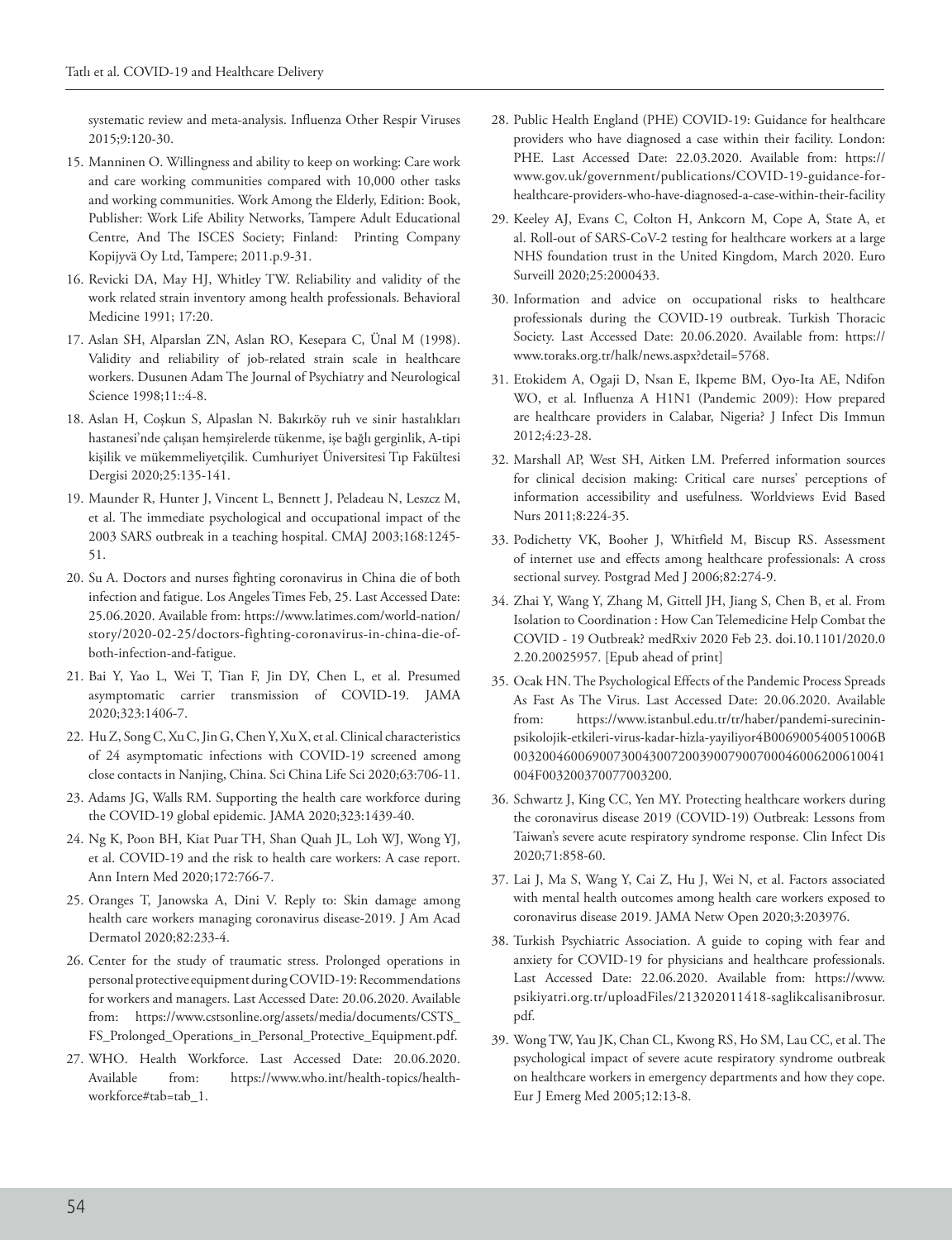systematic review and meta-analysis. Influenza Other Respir Viruses 2015;9:120-30.

15. Manninen O. Willingness and ability to keep on working: Care work and care working communities compared with 10,000 other tasks and working communities. Work Among the Elderly, Edition: Book, Publisher: Work Life Ability Networks, Tampere Adult Educational Centre, And The ISCES Society; Finland: Printing Company Kopijyvä Oy Ltd, Tampere; 2011.p.9-31.
16. Revicki DA, May HJ, Whitley TW. Reliability and validity of the work related strain inventory among health professionals. Behavioral Medicine 1991; 17:20.
17. Aslan SH, Alparslan ZN, Aslan RO, Kesepara C, Ünal M (1998). Validity and reliability of job-related strain scale in healthcare workers. Dusunen Adam The Journal of Psychiatry and Neurological Science 1998;11::4-8.
18. Aslan H, Coşkun S, Alpaslan N. Bakırköy ruh ve sinir hastalıkları hastanesi'nde çalışan hemşirelerde tükenme, işe bağlı gerginlik, A-tipi kişilik ve mükemmeliyetçilik. Cumhuriyet Üniversitesi Tıp Fakültesi Dergisi 2020;25:135-141.
19. Maunder R, Hunter J, Vincent L, Bennett J, Peladeau N, Leszcz M, et al. The immediate psychological and occupational impact of the 2003 SARS outbreak in a teaching hospital. CMAJ 2003;168:1245-51.
20. Su A. Doctors and nurses fighting coronavirus in China die of both infection and fatigue. Los Angeles Times Feb, 25. Last Accessed Date: 25.06.2020. Available from: https://www.latimes.com/world-nation/story/2020-02-25/doctors-fighting-coronavirus-in-china-die-of-both-infection-and-fatigue.
21. Bai Y, Yao L, Wei T, Tian F, Jin DY, Chen L, et al. Presumed asymptomatic carrier transmission of COVID-19. JAMA 2020;323:1406-7.
22. Hu Z, Song C, Xu C, Jin G, Chen Y, Xu X, et al. Clinical characteristics of 24 asymptomatic infections with COVID-19 screened among close contacts in Nanjing, China. Sci China Life Sci 2020;63:706-11.
23. Adams JG, Walls RM. Supporting the health care workforce during the COVID-19 global epidemic. JAMA 2020;323:1439-40.
24. Ng K, Poon BH, Kiat Puar TH, Shan Quah JL, Loh WJ, Wong YJ, et al. COVID-19 and the risk to health care workers: A case report. Ann Intern Med 2020;172:766-7.
25. Oranges T, Janowska A, Dini V. Reply to: Skin damage among health care workers managing coronavirus disease-2019. J Am Acad Dermatol 2020;82:233-4.
26. Center for the study of traumatic stress. Prolonged operations in personal protective equipment during COVID-19: Recommendations for workers and managers. Last Accessed Date: 20.06.2020. Available from: https://www.cstsonline.org/assets/media/documents/CSTS_FS_Prolonged_Operations_in_Personal_Protective_Equipment.pdf.
27. WHO. Health Workforce. Last Accessed Date: 20.06.2020. Available from: https://www.who.int/health-topics/health-workforce#tab=tab_1.
28. Public Health England (PHE) COVID-19: Guidance for healthcare providers who have diagnosed a case within their facility. London: PHE. Last Accessed Date: 22.03.2020. Available from: https://www.gov.uk/government/publications/COVID-19-guidance-for-healthcare-providers-who-have-diagnosed-a-case-within-their-facility
29. Keeley AJ, Evans C, Colton H, Ankcorn M, Cope A, State A, et al. Roll-out of SARS-CoV-2 testing for healthcare workers at a large NHS foundation trust in the United Kingdom, March 2020. Euro Surveill 2020;25:2000433.
30. Information and advice on occupational risks to healthcare professionals during the COVID-19 outbreak. Turkish Thoracic Society. Last Accessed Date: 20.06.2020. Available from: https://www.toraks.org.tr/halk/news.aspx?detail=5768.
31. Etokidem A, Ogaji D, Nsan E, Ikpeme BM, Oyo-Ita AE, Ndifon WO, et al. Influenza A H1N1 (Pandemic 2009): How prepared are healthcare providers in Calabar, Nigeria? J Infect Dis Immun 2012;4:23-28.
32. Marshall AP, West SH, Aitken LM. Preferred information sources for clinical decision making: Critical care nurses' perceptions of information accessibility and usefulness. Worldviews Evid Based Nurs 2011;8:224-35.
33. Podichetty VK, Booher J, Whitfield M, Biscup RS. Assessment of internet use and effects among healthcare professionals: A cross sectional survey. Postgrad Med J 2006;82:274-9.
34. Zhai Y, Wang Y, Zhang M, Gittell JH, Jiang S, Chen B, et al. From Isolation to Coordination : How Can Telemedicine Help Combat the COVID - 19 Outbreak? medRxiv 2020 Feb 23. doi.10.1101/2020.02.20.20025957. [Epub ahead of print]
35. Ocak HN. The Psychological Effects of the Pandemic Process Spreads As Fast As The Virus. Last Accessed Date: 20.06.2020. Available from: https://www.istanbul.edu.tr/tr/haber/pandemi-surecinin-psikolojik-etkileri-virus-kadar-hizla-yayiliyor4B006900540051006B0032004600690073004300720039007900700046006200610041004F003200370077003200.
36. Schwartz J, King CC, Yen MY. Protecting healthcare workers during the coronavirus disease 2019 (COVID-19) Outbreak: Lessons from Taiwan's severe acute respiratory syndrome response. Clin Infect Dis 2020;71:858-60.
37. Lai J, Ma S, Wang Y, Cai Z, Hu J, Wei N, et al. Factors associated with mental health outcomes among health care workers exposed to coronavirus disease 2019. JAMA Netw Open 2020;3:203976.
38. Turkish Psychiatric Association. A guide to coping with fear and anxiety for COVID-19 for physicians and healthcare professionals. Last Accessed Date: 22.06.2020. Available from: https://www.psikiyatri.org.tr/uploadFiles/213202011418-saglikcalisanibrosur.pdf.
39. Wong TW, Yau JK, Chan CL, Kwong RS, Ho SM, Lau CC, et al. The psychological impact of severe acute respiratory syndrome outbreak on healthcare workers in emergency departments and how they cope. Eur J Emerg Med 2005;12:13-8.